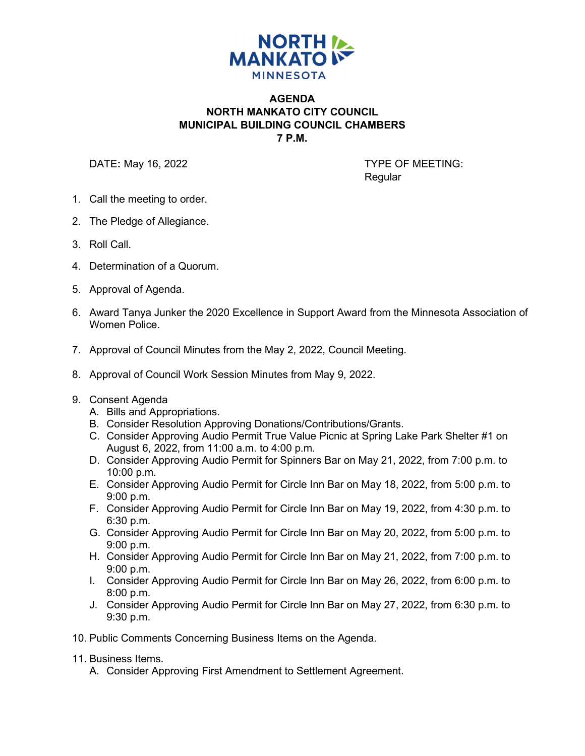NORTH MANKATO
MINNESOTA

# AGENDA
## NORTH MANKATO CITY COUNCIL
## MUNICIPAL BUILDING COUNCIL CHAMBERS
## 7 P.M.

DATE: May 16, 2022

TYPE OF MEETING: Regular

1. Call the meeting to order.
2. The Pledge of Allegiance.
3. Roll Call.
4. Determination of a Quorum.
5. Approval of Agenda.
6. Award Tanya Junker the 2020 Excellence in Support Award from the Minnesota Association of Women Police.
7. Approval of Council Minutes from the May 2, 2022, Council Meeting.
8. Approval of Council Work Session Minutes from May 9, 2022.
9. Consent Agenda
   A. Bills and Appropriations.
   B. Consider Resolution Approving Donations/Contributions/Grants.
   C. Consider Approving Audio Permit True Value Picnic at Spring Lake Park Shelter #1 on August 6, 2022, from 11:00 a.m. to 4:00 p.m.
   D. Consider Approving Audio Permit for Spinners Bar on May 21, 2022, from 7:00 p.m. to 10:00 p.m.
   E. Consider Approving Audio Permit for Circle Inn Bar on May 18, 2022, from 5:00 p.m. to 9:00 p.m.
   F. Consider Approving Audio Permit for Circle Inn Bar on May 19, 2022, from 4:30 p.m. to 6:30 p.m.
   G. Consider Approving Audio Permit for Circle Inn Bar on May 20, 2022, from 5:00 p.m. to 9:00 p.m.
   H. Consider Approving Audio Permit for Circle Inn Bar on May 21, 2022, from 7:00 p.m. to 9:00 p.m.
   I. Consider Approving Audio Permit for Circle Inn Bar on May 26, 2022, from 6:00 p.m. to 8:00 p.m.
   J. Consider Approving Audio Permit for Circle Inn Bar on May 27, 2022, from 6:30 p.m. to 9:30 p.m.
10. Public Comments Concerning Business Items on the Agenda.
11. Business Items.
    A. Consider Approving First Amendment to Settlement Agreement.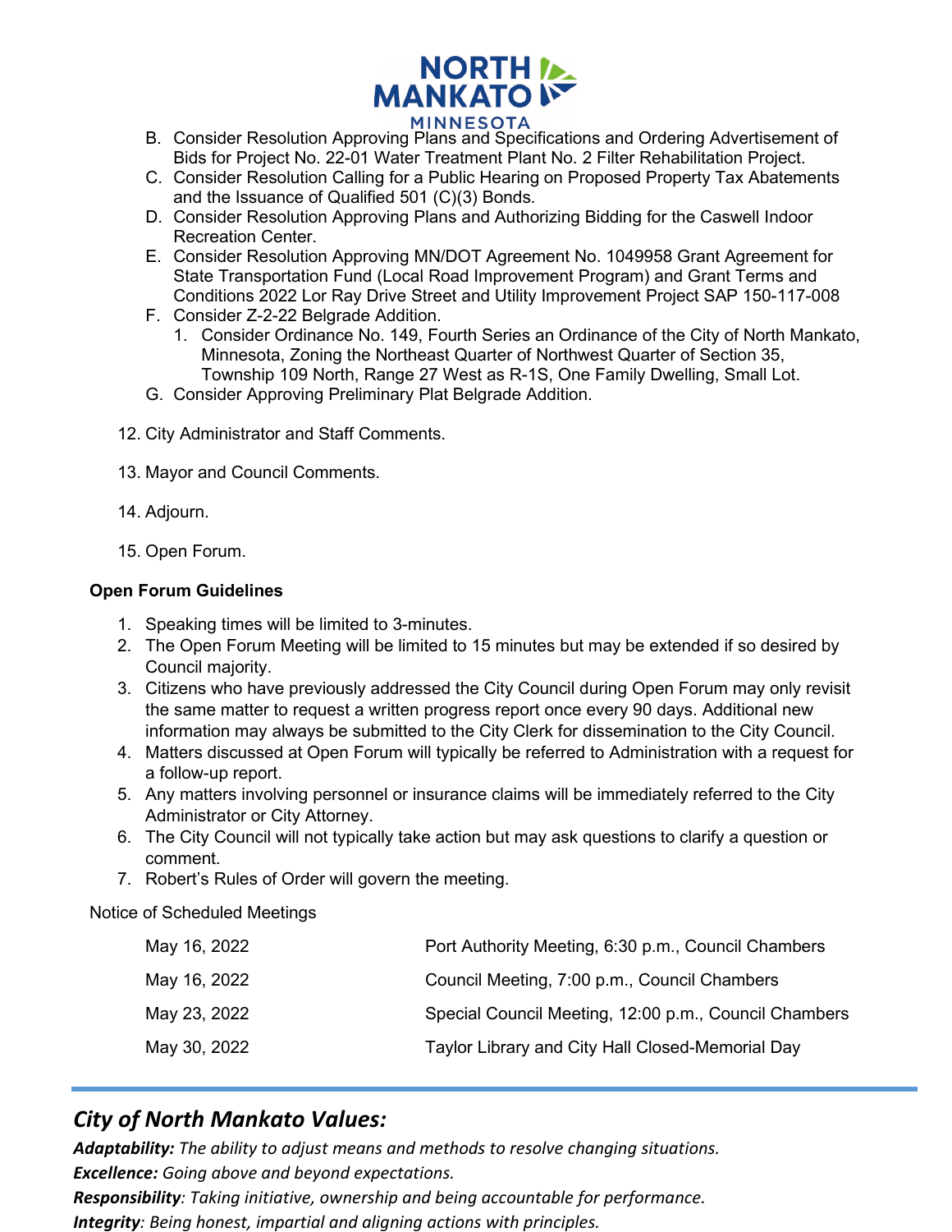B. Consider Resolution Approving Plans and Specifications and Ordering Advertisement of Bids for Project No. 22-01 Water Treatment Plant No. 2 Filter Rehabilitation Project.

C. Consider Resolution Calling for a Public Hearing on Proposed Property Tax Abatements and the Issuance of Qualified 501 (C)(3) Bonds.

D. Consider Resolution Approving Plans and Authorizing Bidding for the Caswell Indoor Recreation Center.

E. Consider Resolution Approving MN/DOT Agreement No. 1049958 Grant Agreement for State Transportation Fund (Local Road Improvement Program) and Grant Terms and Conditions 2022 Lor Ray Drive Street and Utility Improvement Project SAP 150-117-008

F. Consider Z-2-22 Belgrade Addition.
   1. Consider Ordinance No. 149, Fourth Series an Ordinance of the City of North Mankato, Minnesota, Zoning the Northeast Quarter of Northwest Quarter of Section 35, Township 109 North, Range 27 West as R-1S, One Family Dwelling, Small Lot.

G. Consider Approving Preliminary Plat Belgrade Addition.

12. City Administrator and Staff Comments.

13. Mayor and Council Comments.

14. Adjourn.

15. Open Forum.

**Open Forum Guidelines**

1. Speaking times will be limited to 3-minutes.
2. The Open Forum Meeting will be limited to 15 minutes but may be extended if so desired by Council majority.
3. Citizens who have previously addressed the City Council during Open Forum may only revisit the same matter to request a written progress report once every 90 days. Additional new information may always be submitted to the City Clerk for dissemination to the City Council.
4. Matters discussed at Open Forum will typically be referred to Administration with a request for a follow-up report.
5. Any matters involving personnel or insurance claims will be immediately referred to the City Administrator or City Attorney.
6. The City Council will not typically take action but may ask questions to clarify a question or comment.
7. Robert's Rules of Order will govern the meeting.

Notice of Scheduled Meetings

| | |
|---|---|
| May 16, 2022 | Port Authority Meeting, 6:30 p.m., Council Chambers |
| May 16, 2022 | Council Meeting, 7:00 p.m., Council Chambers |
| May 23, 2022 | Special Council Meeting, 12:00 p.m., Council Chambers |
| May 30, 2022 | Taylor Library and City Hall Closed-Memorial Day |

## *City of North Mankato Values:*

***Adaptability:*** *The ability to adjust means and methods to resolve changing situations.*
***Excellence:*** *Going above and beyond expectations.*
***Responsibility****: Taking initiative, ownership and being accountable for performance.*
***Integrity****: Being honest, impartial and aligning actions with principles.*